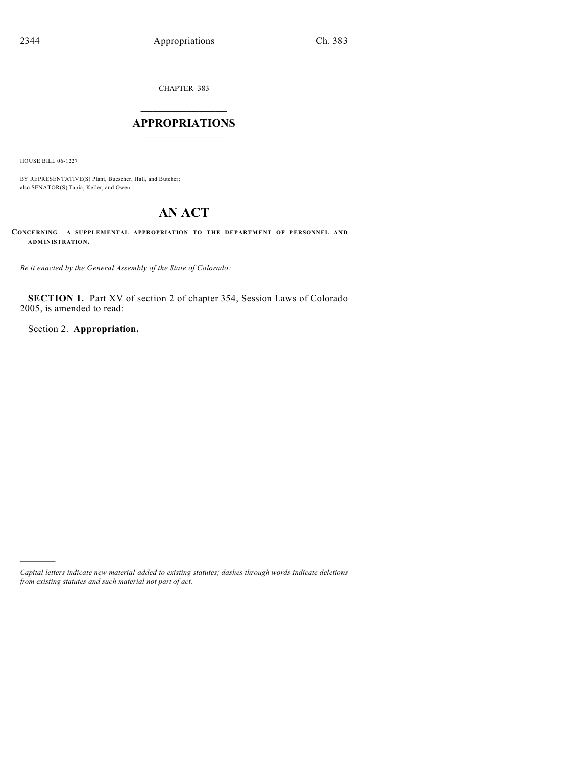CHAPTER 383

# APPROPRIATIONS

HOUSE BILL 06-1227

BY REPRESENTATIVE(S) Plant, Buescher, Hall, and Butcher;
also SENATOR(S) Tapia, Keller, and Owen.

# AN ACT

**CONCERNING A SUPPLEMENTAL APPROPRIATION TO THE DEPARTMENT OF PERSONNEL AND ADMINISTRATION.**

*Be it enacted by the General Assembly of the State of Colorado:*

**SECTION 1.** Part XV of section 2 of chapter 354, Session Laws of Colorado 2005, is amended to read:

Section 2. **Appropriation.**

---

*Capital letters indicate new material added to existing statutes; dashes through words indicate deletions from existing statutes and such material not part of act.*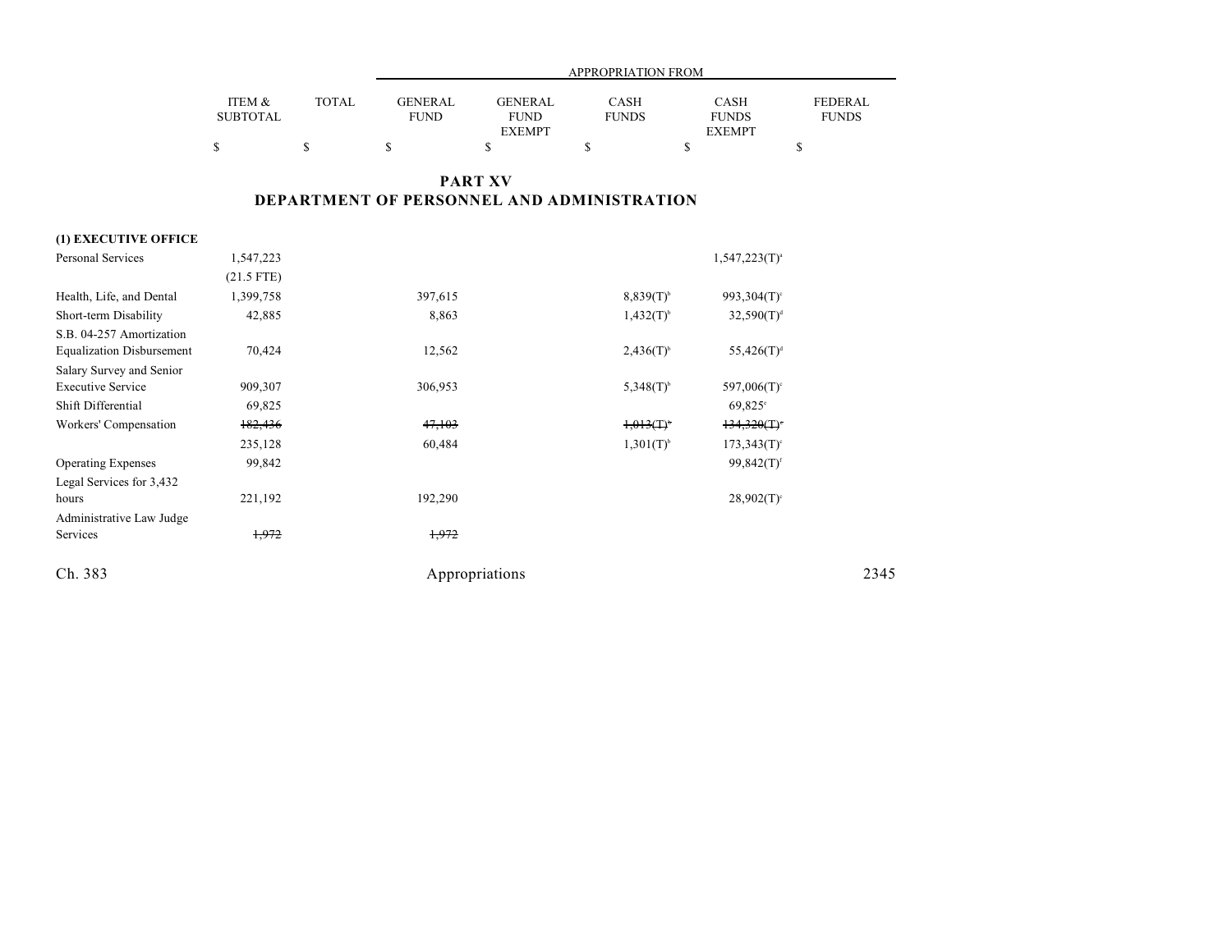## PART XV
## DEPARTMENT OF PERSONNEL AND ADMINISTRATION

| | ITEM & SUBTOTAL | TOTAL | APPROPRIATION FROM GENERAL FUND | GENERAL FUND EXEMPT | CASH FUNDS | CASH FUNDS EXEMPT | FEDERAL FUNDS |
|---|---|---|---|---|---|---|---|
| | $ | $ | $ | $ | $ | $ | $ |
| **(1) EXECUTIVE OFFICE** | | | | | | | |
| Personal Services | 1,547,223 | | | | | 1,547,223(T)[a] | |
| | (21.5 FTE) | | | | | | |
| Health, Life, and Dental | 1,399,758 | | 397,615 | | 8,839(T)[b] | 993,304(T)[c] | |
| Short-term Disability | 42,885 | | 8,863 | | 1,432(T)[b] | 32,590(T)[d] | |
| S.B. 04-257 Amortization Equalization Disbursement | 70,424 | | 12,562 | | 2,436(T)[b] | 55,426(T)[d] | |
| Salary Survey and Senior Executive Service | 909,307 | | 306,953 | | 5,348(T)[b] | 597,006(T)[c] | |
| Shift Differential | 69,825 | | | | | 69,825[e] | |
| Workers' Compensation | ~~182,436~~ | | ~~47,103~~ | | ~~1,013(T)[b]~~ | ~~134,320(T)[c]~~ | |
| | 235,128 | | 60,484 | | 1,301(T)[b] | 173,343(T)[c] | |
| Operating Expenses | 99,842 | | | | | 99,842(T)[f] | |
| Legal Services for 3,432 hours | 221,192 | | 192,290 | | | 28,902(T)[c] | |
| Administrative Law Judge Services | ~~1,972~~ | | ~~1,972~~ | | | | |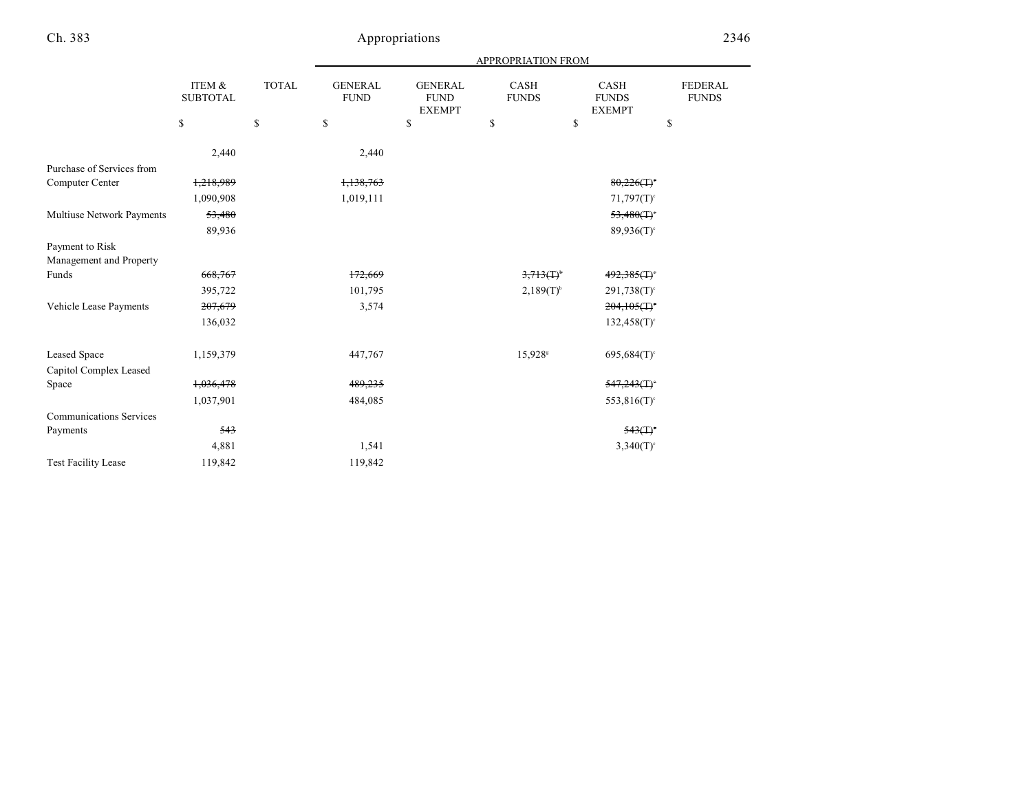| | ITEM & SUBTOTAL | TOTAL | GENERAL FUND | GENERAL FUND EXEMPT | CASH FUNDS | CASH FUNDS EXEMPT | FEDERAL FUNDS |
|---|---|---|---|---|---|---|---|
| | $ | $ | $ | $ | $ | $ | $ |
| | 2,440 | | 2,440 | | | | |
| Purchase of Services from Computer Center | ~~1,218,989~~ | | ~~1,138,763~~ | | | ~~80,226(T)[e]~~ | |
| | 1,090,908 | | 1,019,111 | | | 71,797(T)[e] | |
| Multiuse Network Payments | ~~53,480~~ | | | | | ~~53,480(T)[e]~~ | |
| | 89,936 | | | | | 89,936(T)[e] | |
| Payment to Risk Management and Property Funds | ~~668,767~~ | | ~~172,669~~ | | ~~3,713(T)[b]~~ | ~~492,385(T)[e]~~ | |
| | 395,722 | | 101,795 | | 2,189(T)[b] | 291,738(T)[e] | |
| Vehicle Lease Payments | ~~207,679~~ | | 3,574 | | | ~~204,105(T)[e]~~ | |
| | 136,032 | | | | | 132,458(T)[e] | |
| Leased Space | 1,159,379 | | 447,767 | | 15,928[g] | 695,684(T)[e] | |
| Capitol Complex Leased Space | ~~1,036,478~~ | | ~~489,235~~ | | | ~~547,243(T)[e]~~ | |
| | 1,037,901 | | 484,085 | | | 553,816(T)[e] | |
| Communications Services Payments | ~~543~~ | | | | | ~~543(T)[e]~~ | |
| | 4,881 | | 1,541 | | | 3,340(T)[e] | |
| Test Facility Lease | 119,842 | | 119,842 | | | | |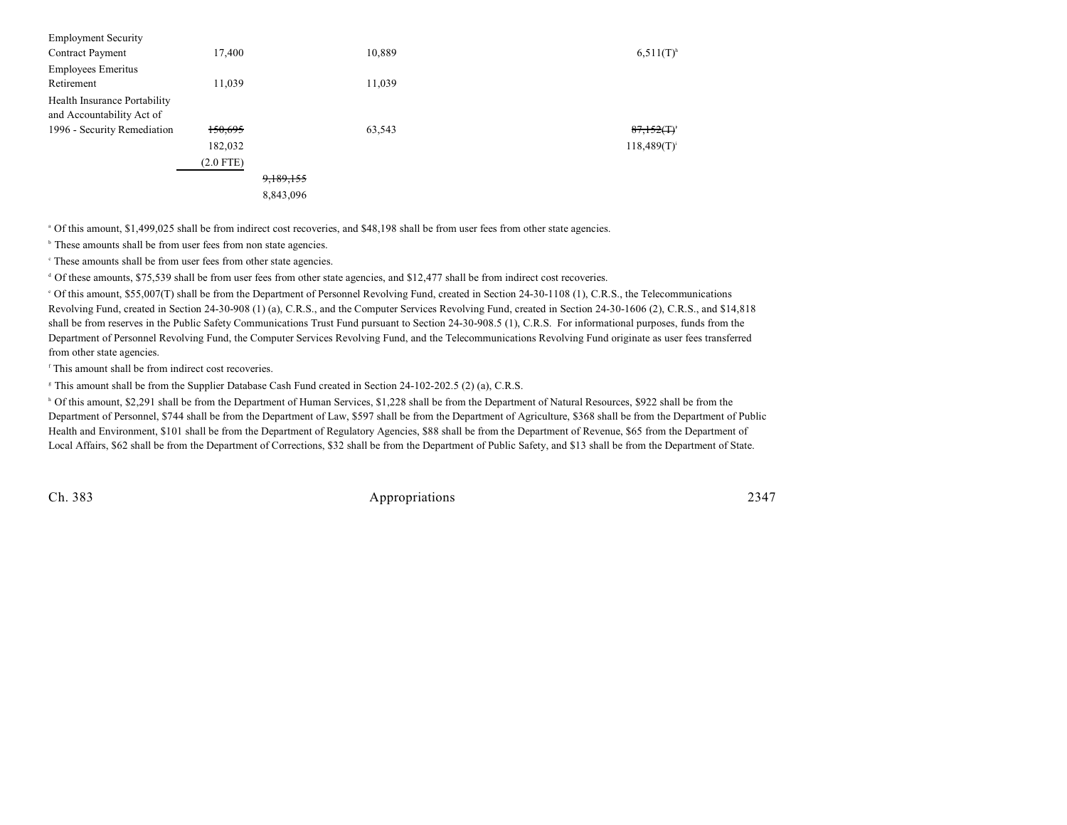| | | | | |
|---|---|---|---|---|
| Employment Security Contract Payment | 17,400 | | 10,889 | 6,511(T)[h] |
| Employees Emeritus Retirement | 11,039 | | 11,039 | |
| Health Insurance Portability and Accountability Act of 1996 - Security Remediation | ~~150,695~~ 182,032 (2.0 FTE) | | 63,543 | ~~87,152(T)~~[i] 118,489(T)[i] |
| | | ~~9,189,155~~ 8,843,096 | | |

[a] Of this amount, $1,499,025 shall be from indirect cost recoveries, and $48,198 shall be from user fees from other state agencies.

[b] These amounts shall be from user fees from non state agencies.

[c] These amounts shall be from user fees from other state agencies.

[d] Of these amounts, $75,539 shall be from user fees from other state agencies, and $12,477 shall be from indirect cost recoveries.

[e] Of this amount, $55,007(T) shall be from the Department of Personnel Revolving Fund, created in Section 24-30-1108 (1), C.R.S., the Telecommunications Revolving Fund, created in Section 24-30-908 (1) (a), C.R.S., and the Computer Services Revolving Fund, created in Section 24-30-1606 (2), C.R.S., and $14,818 shall be from reserves in the Public Safety Communications Trust Fund pursuant to Section 24-30-908.5 (1), C.R.S. For informational purposes, funds from the Department of Personnel Revolving Fund, the Computer Services Revolving Fund, and the Telecommunications Revolving Fund originate as user fees transferred from other state agencies.

[f] This amount shall be from indirect cost recoveries.

[g] This amount shall be from the Supplier Database Cash Fund created in Section 24-102-202.5 (2) (a), C.R.S.

[h] Of this amount, $2,291 shall be from the Department of Human Services, $1,228 shall be from the Department of Natural Resources, $922 shall be from the Department of Personnel, $744 shall be from the Department of Law, $597 shall be from the Department of Agriculture, $368 shall be from the Department of Public Health and Environment, $101 shall be from the Department of Regulatory Agencies, $88 shall be from the Department of Revenue, $65 from the Department of Local Affairs, $62 shall be from the Department of Corrections, $32 shall be from the Department of Public Safety, and $13 shall be from the Department of State.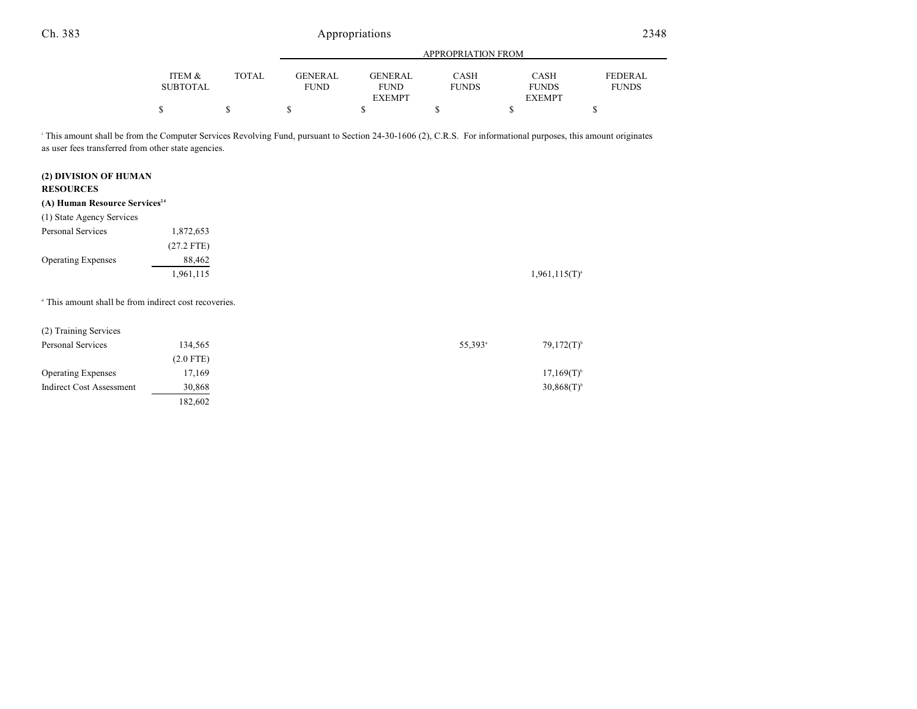| | ITEM & SUBTOTAL | TOTAL | GENERAL FUND | GENERAL FUND EXEMPT | CASH FUNDS | CASH FUNDS EXEMPT | FEDERAL FUNDS |
|---|---|---|---|---|---|---|---|
| | $ | $ | $ | $ | $ | $ | $ |

[i] This amount shall be from the Computer Services Revolving Fund, pursuant to Section 24-30-1606 (2), C.R.S. For informational purposes, this amount originates as user fees transferred from other state agencies.

**(2) DIVISION OF HUMAN RESOURCES**

**(A) Human Resource Services**[24]

| | ITEM & SUBTOTAL | TOTAL | GENERAL FUND | GENERAL FUND EXEMPT | CASH FUNDS | CASH FUNDS EXEMPT | FEDERAL FUNDS |
|---|---|---|---|---|---|---|---|
| (1) State Agency Services | | | | | | | |
| Personal Services | 1,872,653 | | | | | | |
| | (27.2 FTE) | | | | | | |
| Operating Expenses | 88,462 | | | | | | |
| | 1,961,115 | | | | | 1,961,115(T)[a] | |

[a] This amount shall be from indirect cost recoveries.

| | ITEM & SUBTOTAL | TOTAL | GENERAL FUND | GENERAL FUND EXEMPT | CASH FUNDS | CASH FUNDS EXEMPT | FEDERAL FUNDS |
|---|---|---|---|---|---|---|---|
| (2) Training Services | | | | | | | |
| Personal Services | 134,565 | | | | 55,393[a] | 79,172(T)[b] | |
| | (2.0 FTE) | | | | | | |
| Operating Expenses | 17,169 | | | | | 17,169(T)[b] | |
| Indirect Cost Assessment | 30,868 | | | | | 30,868(T)[b] | |
| | 182,602 | | | | | | |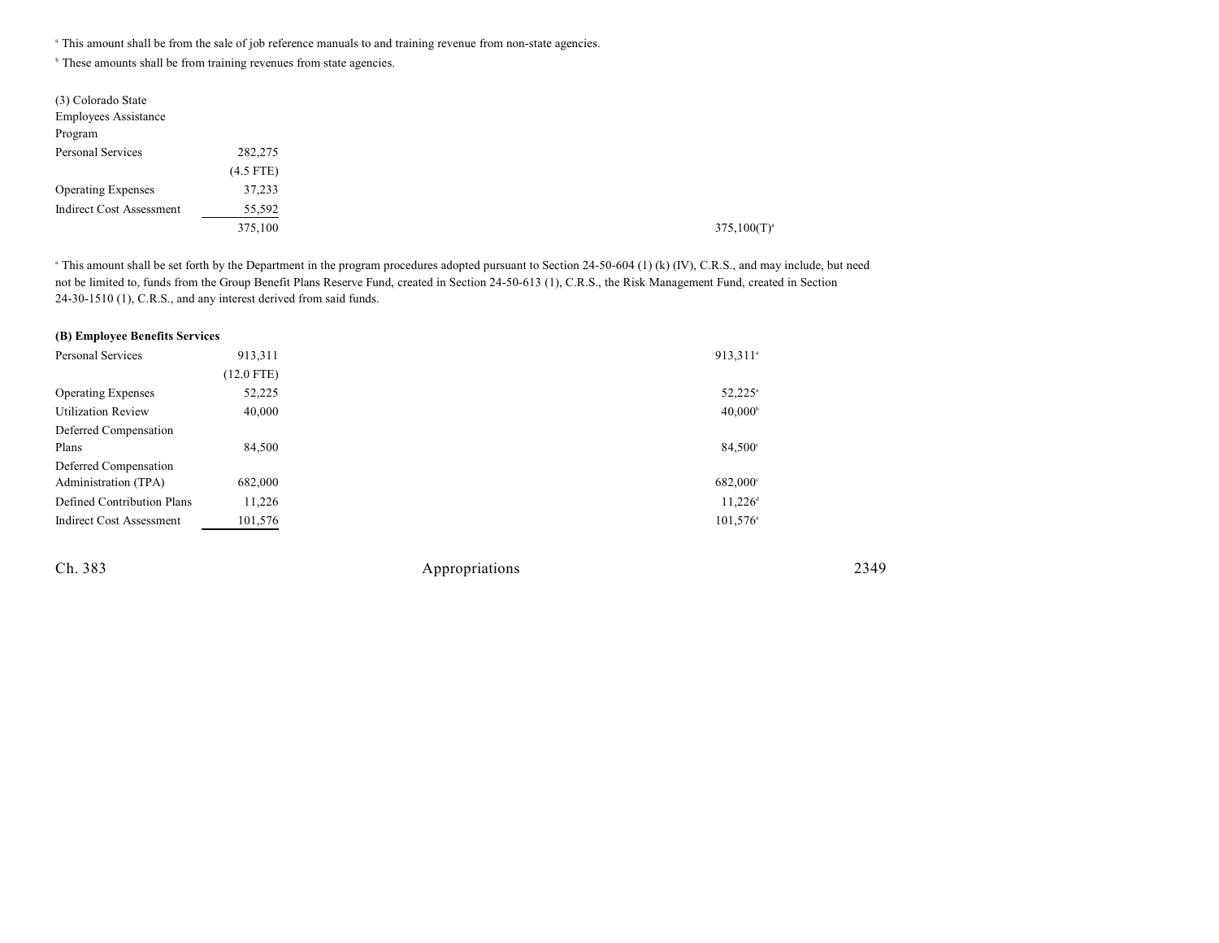[a] This amount shall be from the sale of job reference manuals to and training revenue from non-state agencies.

[b] These amounts shall be from training revenues from state agencies.

| | | |
|---|---|---|
| (3) Colorado State Employees Assistance Program | | |
| Personal Services | 282,275 | |
| | (4.5 FTE) | |
| Operating Expenses | 37,233 | |
| Indirect Cost Assessment | 55,592 | |
| | 375,100 | 375,100(T)[a] |

[a] This amount shall be set forth by the Department in the program procedures adopted pursuant to Section 24-50-604 (1) (k) (IV), C.R.S., and may include, but need not be limited to, funds from the Group Benefit Plans Reserve Fund, created in Section 24-50-613 (1), C.R.S., the Risk Management Fund, created in Section 24-30-1510 (1), C.R.S., and any interest derived from said funds.

**(B) Employee Benefits Services**

| | | |
|---|---|---|
| Personal Services | 913,311 | 913,311[a] |
| | (12.0 FTE) | |
| Operating Expenses | 52,225 | 52,225[a] |
| Utilization Review | 40,000 | 40,000[b] |
| Deferred Compensation Plans | 84,500 | 84,500[c] |
| Deferred Compensation Administration (TPA) | 682,000 | 682,000[c] |
| Defined Contribution Plans | 11,226 | 11,226[d] |
| Indirect Cost Assessment | 101,576 | 101,576[a] |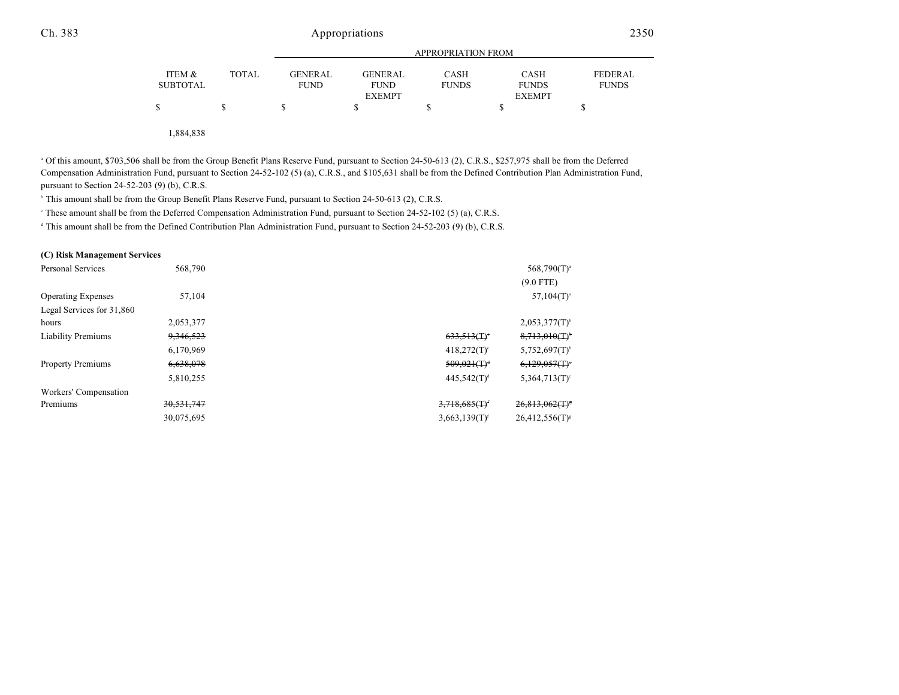| | ITEM & SUBTOTAL | TOTAL | GENERAL FUND | GENERAL FUND EXEMPT | CASH FUNDS | CASH FUNDS EXEMPT | FEDERAL FUNDS |
|---|---|---|---|---|---|---|---|
| | | | APPROPRIATION FROM | | | | |
| | $ | $ | $ | $ | $ | $ | $ |
| | 1,884,838 | | | | | | |

[a] Of this amount, $703,506 shall be from the Group Benefit Plans Reserve Fund, pursuant to Section 24-50-613 (2), C.R.S., $257,975 shall be from the Deferred Compensation Administration Fund, pursuant to Section 24-52-102 (5) (a), C.R.S., and $105,631 shall be from the Defined Contribution Plan Administration Fund, pursuant to Section 24-52-203 (9) (b), C.R.S.

[b] This amount shall be from the Group Benefit Plans Reserve Fund, pursuant to Section 24-50-613 (2), C.R.S.

[c] These amount shall be from the Deferred Compensation Administration Fund, pursuant to Section 24-52-102 (5) (a), C.R.S.

[d] This amount shall be from the Defined Contribution Plan Administration Fund, pursuant to Section 24-52-203 (9) (b), C.R.S.

**(C) Risk Management Services**

| | ITEM & SUBTOTAL | TOTAL | GENERAL FUND | GENERAL FUND EXEMPT | CASH FUNDS | CASH FUNDS EXEMPT | FEDERAL FUNDS |
|---|---|---|---|---|---|---|---|
| Personal Services | 568,790 | | | | | 568,790(T)[a] | |
| | | | | | | (9.0 FTE) | |
| Operating Expenses | 57,104 | | | | | 57,104(T)[a] | |
| Legal Services for 31,860 hours | 2,053,377 | | | | | 2,053,377(T)[b] | |
| Liability Premiums | ~~9,346,523~~ | | | | ~~633,513(T)[c]~~ | ~~8,713,010(T)[b]~~ | |
| | 6,170,969 | | | | 418,272(T)[c] | 5,752,697(T)[b] | |
| Property Premiums | ~~6,638,078~~ | | | | ~~509,021(T)[d]~~ | ~~6,129,057(T)[e]~~ | |
| | 5,810,255 | | | | 445,542(T)[d] | 5,364,713(T)[e] | |
| Workers' Compensation Premiums | ~~30,531,747~~ | | | | ~~3,718,685(T)[f]~~ | ~~26,813,062(T)[g]~~ | |
| | 30,075,695 | | | | 3,663,139(T)[f] | 26,412,556(T)[g] | |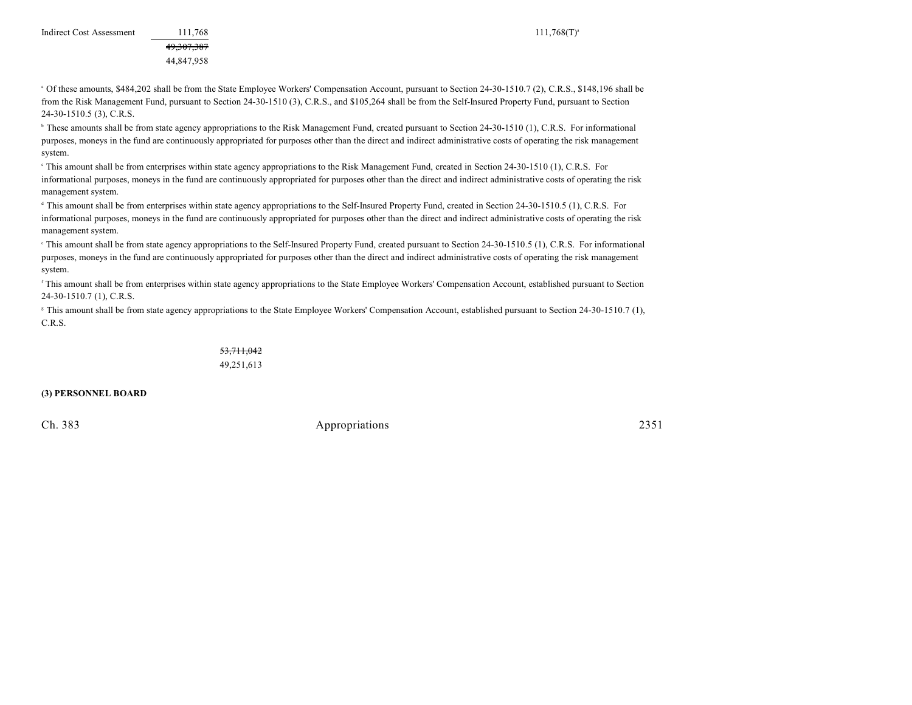| | | | | | |
|---|---|---|---|---|---|
| Indirect Cost Assessment | 111,768 | | | 111,768(T)[a] | |
| | ~~49,307,387~~ | | | | |
| | 44,847,958 | | | | |

[a] Of these amounts, $484,202 shall be from the State Employee Workers' Compensation Account, pursuant to Section 24-30-1510.7 (2), C.R.S., $148,196 shall be from the Risk Management Fund, pursuant to Section 24-30-1510 (3), C.R.S., and $105,264 shall be from the Self-Insured Property Fund, pursuant to Section 24-30-1510.5 (3), C.R.S.

[b] These amounts shall be from state agency appropriations to the Risk Management Fund, created pursuant to Section 24-30-1510 (1), C.R.S. For informational purposes, moneys in the fund are continuously appropriated for purposes other than the direct and indirect administrative costs of operating the risk management system.

[c] This amount shall be from enterprises within state agency appropriations to the Risk Management Fund, created in Section 24-30-1510 (1), C.R.S. For informational purposes, moneys in the fund are continuously appropriated for purposes other than the direct and indirect administrative costs of operating the risk management system.

[d] This amount shall be from enterprises within state agency appropriations to the Self-Insured Property Fund, created in Section 24-30-1510.5 (1), C.R.S. For informational purposes, moneys in the fund are continuously appropriated for purposes other than the direct and indirect administrative costs of operating the risk management system.

[e] This amount shall be from state agency appropriations to the Self-Insured Property Fund, created pursuant to Section 24-30-1510.5 (1), C.R.S. For informational purposes, moneys in the fund are continuously appropriated for purposes other than the direct and indirect administrative costs of operating the risk management system.

[f] This amount shall be from enterprises within state agency appropriations to the State Employee Workers' Compensation Account, established pursuant to Section 24-30-1510.7 (1), C.R.S.

[g] This amount shall be from state agency appropriations to the State Employee Workers' Compensation Account, established pursuant to Section 24-30-1510.7 (1), C.R.S.

~~53,711,042~~
49,251,613

**(3) PERSONNEL BOARD**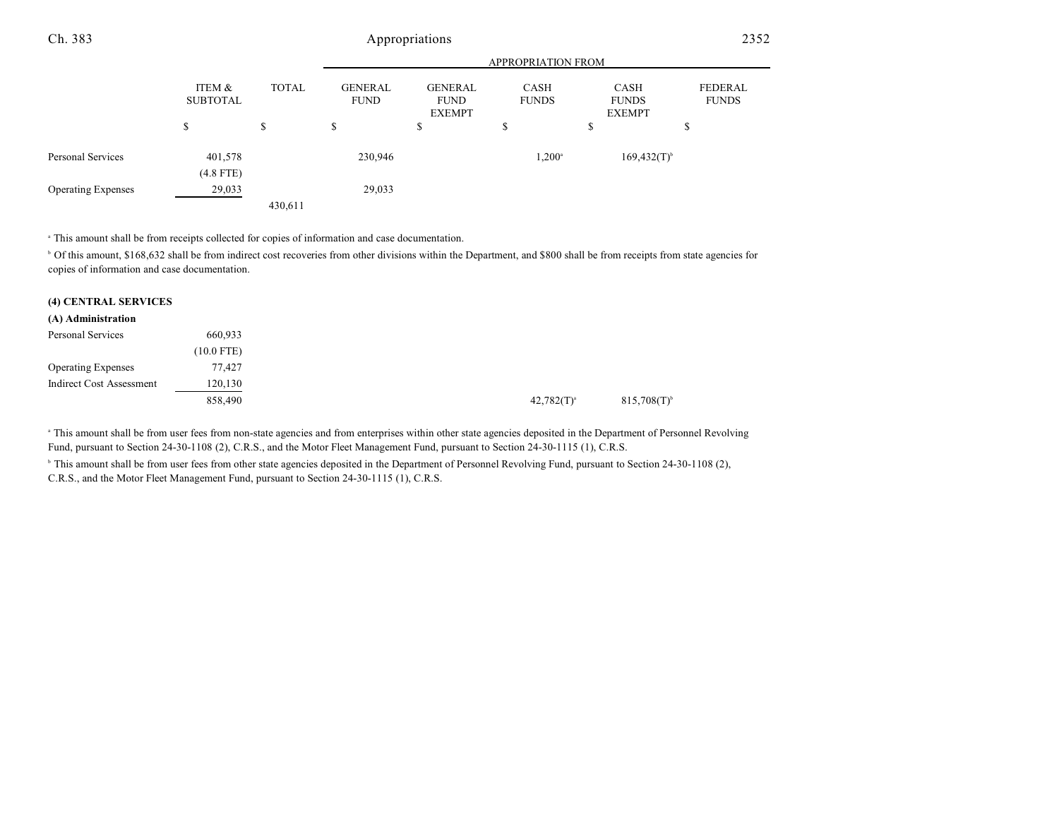| | ITEM & SUBTOTAL | TOTAL | GENERAL FUND | GENERAL FUND EXEMPT | CASH FUNDS | CASH FUNDS EXEMPT | FEDERAL FUNDS |
|---|---|---|---|---|---|---|---|
| | | | APPROPRIATION FROM | | | | |
| | $ | $ | $ | $ | $ | $ | $ |
| Personal Services | 401,578 | | 230,946 | | 1,200[a] | 169,432(T)[b] | |
| | (4.8 FTE) | | | | | | |
| Operating Expenses | 29,033 | | 29,033 | | | | |
| | | 430,611 | | | | | |

[a] This amount shall be from receipts collected for copies of information and case documentation.

[b] Of this amount, $168,632 shall be from indirect cost recoveries from other divisions within the Department, and $800 shall be from receipts from state agencies for copies of information and case documentation.

**(4) CENTRAL SERVICES**

**(A) Administration**

| | ITEM & SUBTOTAL | TOTAL | GENERAL FUND | GENERAL FUND EXEMPT | CASH FUNDS | CASH FUNDS EXEMPT | FEDERAL FUNDS |
|---|---|---|---|---|---|---|---|
| Personal Services | 660,933 | | | | | | |
| | (10.0 FTE) | | | | | | |
| Operating Expenses | 77,427 | | | | | | |
| Indirect Cost Assessment | 120,130 | | | | | | |
| | 858,490 | | | | 42,782(T)[a] | 815,708(T)[b] | |

[a] This amount shall be from user fees from non-state agencies and from enterprises within other state agencies deposited in the Department of Personnel Revolving Fund, pursuant to Section 24-30-1108 (2), C.R.S., and the Motor Fleet Management Fund, pursuant to Section 24-30-1115 (1), C.R.S.

[b] This amount shall be from user fees from other state agencies deposited in the Department of Personnel Revolving Fund, pursuant to Section 24-30-1108 (2), C.R.S., and the Motor Fleet Management Fund, pursuant to Section 24-30-1115 (1), C.R.S.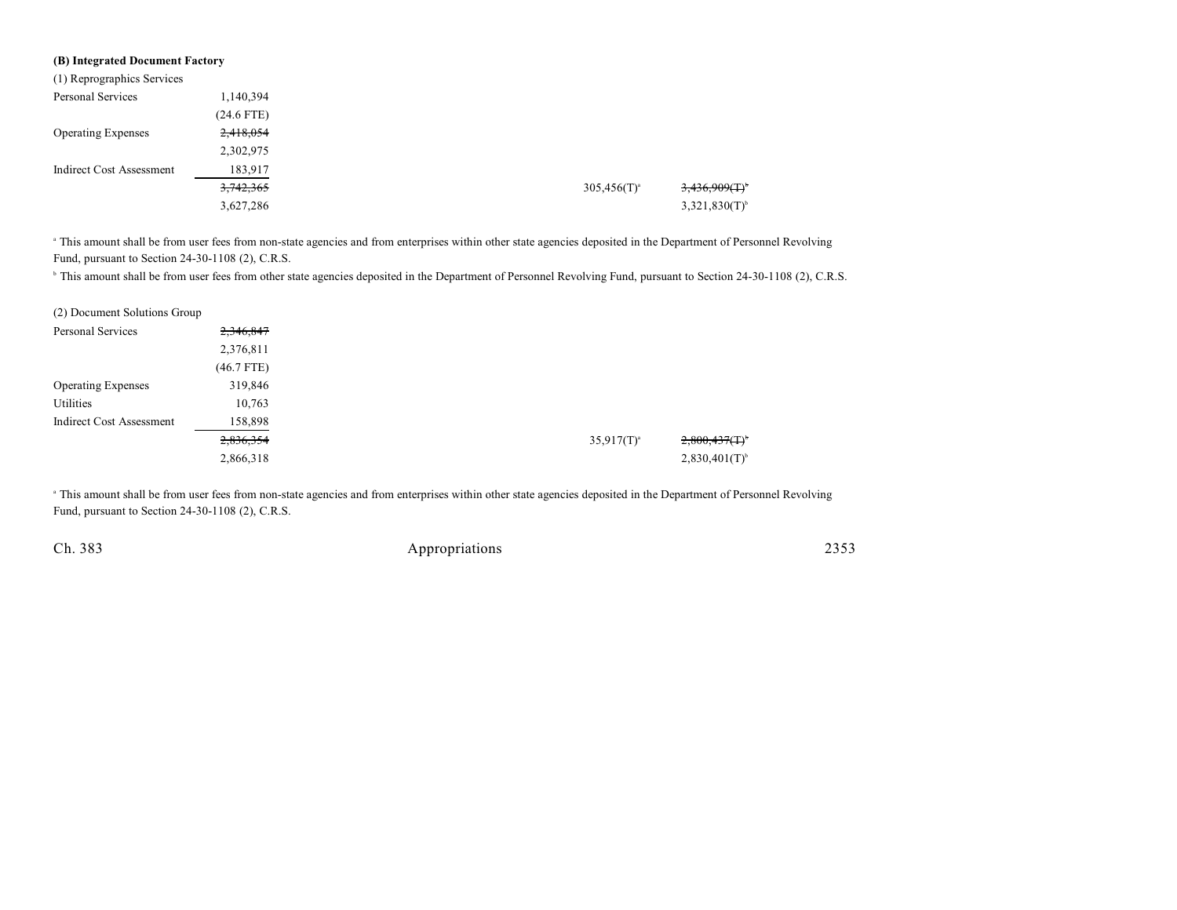**(B) Integrated Document Factory**

(1) Reprographics Services

| | | | | | |
|---|---|---|---|---|---|
| Personal Services | 1,140,394 | | | | |
| | (24.6 FTE) | | | | |
| Operating Expenses | ~~2,418,054~~ | | | | |
| | 2,302,975 | | | | |
| Indirect Cost Assessment | 183,917 | | | | |
| | ~~3,742,365~~ | | | 305,456(T)[a] | ~~3,436,909(T)~~[b] |
| | 3,627,286 | | | | 3,321,830(T)[b] |

[a] This amount shall be from user fees from non-state agencies and from enterprises within other state agencies deposited in the Department of Personnel Revolving Fund, pursuant to Section 24-30-1108 (2), C.R.S.

[b] This amount shall be from user fees from other state agencies deposited in the Department of Personnel Revolving Fund, pursuant to Section 24-30-1108 (2), C.R.S.

(2) Document Solutions Group

| | | | | | |
|---|---|---|---|---|---|
| Personal Services | ~~2,346,847~~ | | | | |
| | 2,376,811 | | | | |
| | (46.7 FTE) | | | | |
| Operating Expenses | 319,846 | | | | |
| Utilities | 10,763 | | | | |
| Indirect Cost Assessment | 158,898 | | | | |
| | ~~2,836,354~~ | | | 35,917(T)[a] | ~~2,800,437(T)~~[b] |
| | 2,866,318 | | | | 2,830,401(T)[b] |

[a] This amount shall be from user fees from non-state agencies and from enterprises within other state agencies deposited in the Department of Personnel Revolving Fund, pursuant to Section 24-30-1108 (2), C.R.S.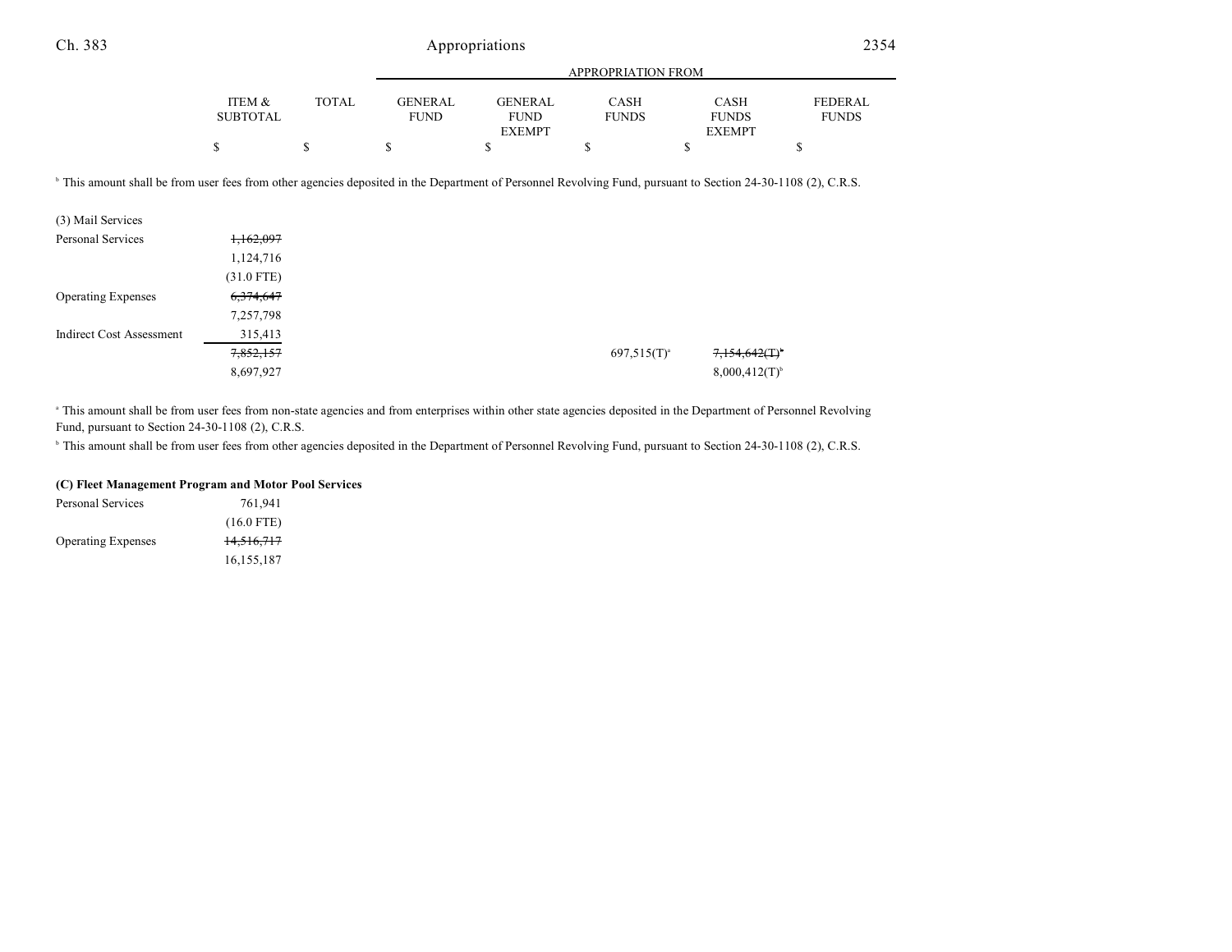| | ITEM & SUBTOTAL | TOTAL | APPROPRIATION FROM GENERAL FUND | GENERAL FUND EXEMPT | CASH FUNDS | CASH FUNDS EXEMPT | FEDERAL FUNDS |
|---|---|---|---|---|---|---|---|
| | $ | $ | $ | $ | $ | $ | $ |

[b] This amount shall be from user fees from other agencies deposited in the Department of Personnel Revolving Fund, pursuant to Section 24-30-1108 (2), C.R.S.

| | ITEM & SUBTOTAL | TOTAL | GENERAL FUND | GENERAL FUND EXEMPT | CASH FUNDS | CASH FUNDS EXEMPT | FEDERAL FUNDS |
|---|---|---|---|---|---|---|---|
| (3) Mail Services | | | | | | | |
| Personal Services | ~~1,162,097~~ | | | | | | |
| | 1,124,716 | | | | | | |
| | (31.0 FTE) | | | | | | |
| Operating Expenses | ~~6,374,647~~ | | | | | | |
| | 7,257,798 | | | | | | |
| Indirect Cost Assessment | 315,413 | | | | | | |
| | ~~7,852,157~~ | | | | 697,515(T)[a] | ~~7,154,642(T)~~[b] | |
| | 8,697,927 | | | | | 8,000,412(T)[b] | |

[a] This amount shall be from user fees from non-state agencies and from enterprises within other state agencies deposited in the Department of Personnel Revolving Fund, pursuant to Section 24-30-1108 (2), C.R.S.

[b] This amount shall be from user fees from other agencies deposited in the Department of Personnel Revolving Fund, pursuant to Section 24-30-1108 (2), C.R.S.

**(C) Fleet Management Program and Motor Pool Services**

| | ITEM & SUBTOTAL | TOTAL | GENERAL FUND | GENERAL FUND EXEMPT | CASH FUNDS | CASH FUNDS EXEMPT | FEDERAL FUNDS |
|---|---|---|---|---|---|---|---|
| Personal Services | 761,941 | | | | | | |
| | (16.0 FTE) | | | | | | |
| Operating Expenses | ~~14,516,717~~ | | | | | | |
| | 16,155,187 | | | | | | |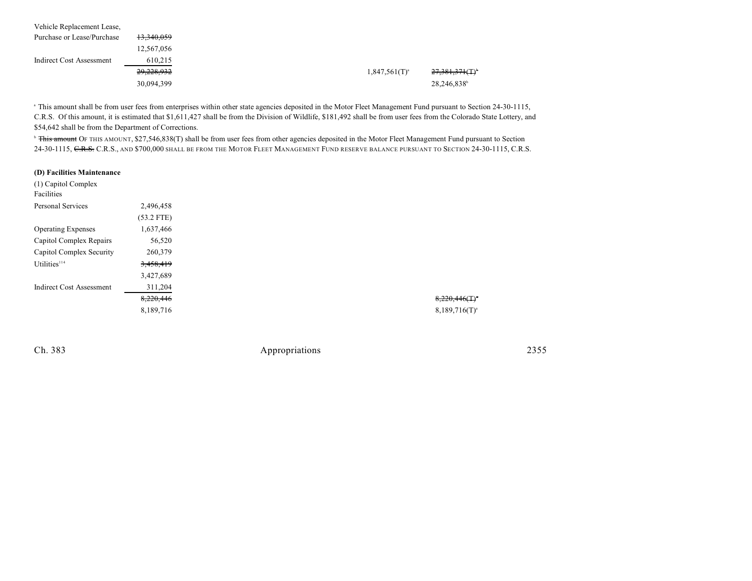| | | | | | |
|---|---|---|---|---|---|
| Vehicle Replacement Lease, Purchase or Lease/Purchase | ~~13,340,059~~ | | | | |
| | 12,567,056 | | | | |
| Indirect Cost Assessment | 610,215 | | | | |
| | ~~29,228,932~~ | | | 1,847,561(T)[a] | ~~27,381,371(T)~~[b] |
| | 30,094,399 | | | | 28,246,838[b] |

[a] This amount shall be from user fees from enterprises within other state agencies deposited in the Motor Fleet Management Fund pursuant to Section 24-30-1115, C.R.S. Of this amount, it is estimated that $1,611,427 shall be from the Division of Wildlife, $181,492 shall be from user fees from the Colorado State Lottery, and $54,642 shall be from the Department of Corrections.

[b] ~~This amount~~ OF THIS AMOUNT, $27,546,838(T) shall be from user fees from other agencies deposited in the Motor Fleet Management Fund pursuant to Section 24-30-1115, ~~C.R.S.~~ C.R.S., AND $700,000 SHALL BE FROM THE MOTOR FLEET MANAGEMENT FUND RESERVE BALANCE PURSUANT TO SECTION 24-30-1115, C.R.S.

**(D) Facilities Maintenance**

(1) Capitol Complex Facilities

| | | | | | |
|---|---|---|---|---|---|
| Personal Services | 2,496,458 | | | | |
| | (53.2 FTE) | | | | |
| Operating Expenses | 1,637,466 | | | | |
| Capitol Complex Repairs | 56,520 | | | | |
| Capitol Complex Security | 260,379 | | | | |
| Utilities[114] | ~~3,458,419~~ | | | | |
| | 3,427,689 | | | | |
| Indirect Cost Assessment | 311,204 | | | | |
| | ~~8,220,446~~ | | | | ~~8,220,446(T)~~[a] |
| | 8,189,716 | | | | 8,189,716(T)[a] |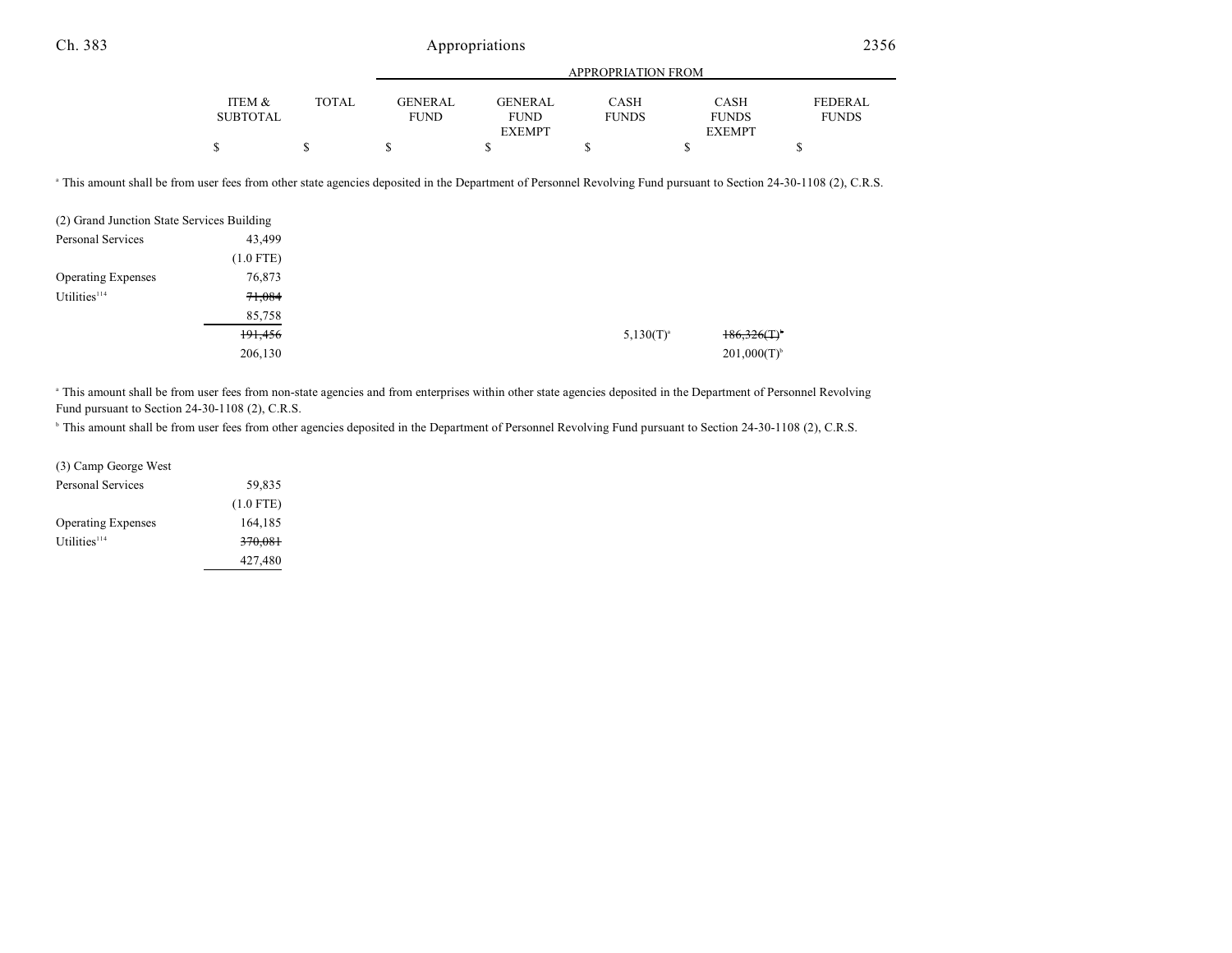| | ITEM & SUBTOTAL | TOTAL | GENERAL FUND | GENERAL FUND EXEMPT | CASH FUNDS | CASH FUNDS EXEMPT | FEDERAL FUNDS |
|---|---|---|---|---|---|---|---|
| | $ | $ | $ | $ | $ | $ | $ |

[a] This amount shall be from user fees from other state agencies deposited in the Department of Personnel Revolving Fund pursuant to Section 24-30-1108 (2), C.R.S.

| | ITEM & SUBTOTAL | TOTAL | GENERAL FUND | GENERAL FUND EXEMPT | CASH FUNDS | CASH FUNDS EXEMPT | FEDERAL FUNDS |
|---|---|---|---|---|---|---|---|
| (2) Grand Junction State Services Building | | | | | | | |
| Personal Services | 43,499 | | | | | | |
| | (1.0 FTE) | | | | | | |
| Operating Expenses | 76,873 | | | | | | |
| Utilities[114] | ~~71,084~~ | | | | | | |
| | 85,758 | | | | | | |
| | ~~191,456~~ | | | | 5,130(T)[a] | ~~186,326(T)[b]~~ | |
| | 206,130 | | | | | 201,000(T)[b] | |

[a] This amount shall be from user fees from non-state agencies and from enterprises within other state agencies deposited in the Department of Personnel Revolving Fund pursuant to Section 24-30-1108 (2), C.R.S.

[b] This amount shall be from user fees from other agencies deposited in the Department of Personnel Revolving Fund pursuant to Section 24-30-1108 (2), C.R.S.

| | ITEM & SUBTOTAL | TOTAL | GENERAL FUND | GENERAL FUND EXEMPT | CASH FUNDS | CASH FUNDS EXEMPT | FEDERAL FUNDS |
|---|---|---|---|---|---|---|---|
| (3) Camp George West | | | | | | | |
| Personal Services | 59,835 | | | | | | |
| | (1.0 FTE) | | | | | | |
| Operating Expenses | 164,185 | | | | | | |
| Utilities[114] | ~~370,081~~ | | | | | | |
| | 427,480 | | | | | | |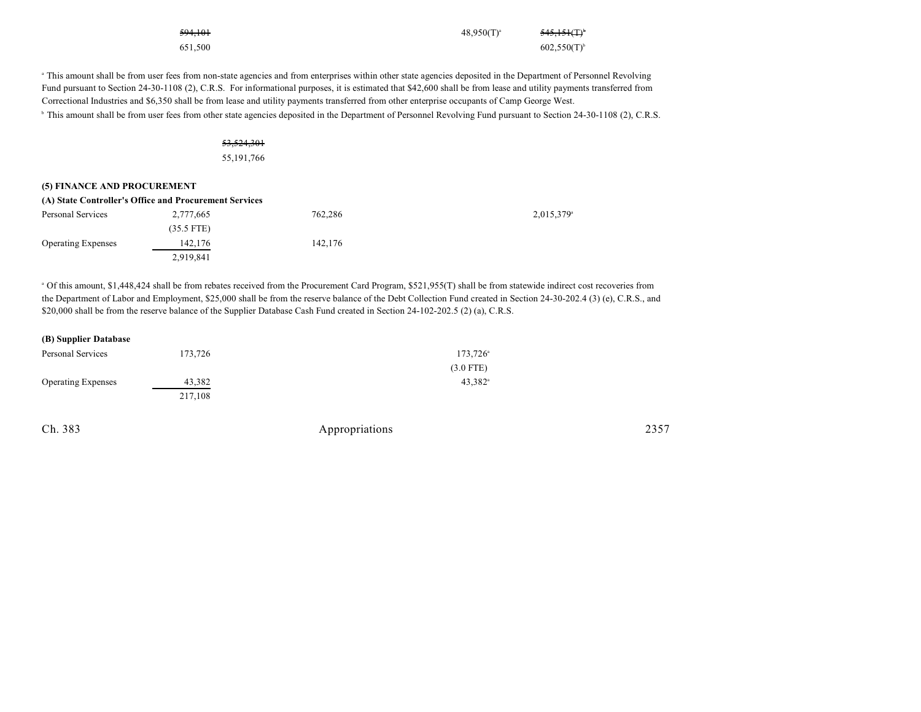| | | | | | |
|---|---|---|---|---|---|
| | ~~594,101~~ | | 48,950(T)[a] | ~~545,151(T)~~[b] | |
| | 651,500 | | | 602,550(T)[b] | |

[a] This amount shall be from user fees from non-state agencies and from enterprises within other state agencies deposited in the Department of Personnel Revolving Fund pursuant to Section 24-30-1108 (2), C.R.S. For informational purposes, it is estimated that $42,600 shall be from lease and utility payments transferred from Correctional Industries and $6,350 shall be from lease and utility payments transferred from other enterprise occupants of Camp George West.

[b] This amount shall be from user fees from other state agencies deposited in the Department of Personnel Revolving Fund pursuant to Section 24-30-1108 (2), C.R.S.

~~53,524,301~~
55,191,766

**(5) FINANCE AND PROCUREMENT**

**(A) State Controller's Office and Procurement Services**

| | | | | | |
|---|---|---|---|---|---|
| Personal Services | 2,777,665 | 762,286 | | 2,015,379[a] | |
| | (35.5 FTE) | | | | |
| Operating Expenses | 142,176 | 142,176 | | | |
| | 2,919,841 | | | | |

[a] Of this amount, $1,448,424 shall be from rebates received from the Procurement Card Program, $521,955(T) shall be from statewide indirect cost recoveries from the Department of Labor and Employment, $25,000 shall be from the reserve balance of the Debt Collection Fund created in Section 24-30-202.4 (3) (e), C.R.S., and $20,000 shall be from the reserve balance of the Supplier Database Cash Fund created in Section 24-102-202.5 (2) (a), C.R.S.

**(B) Supplier Database**

| | | | | | |
|---|---|---|---|---|---|
| Personal Services | 173,726 | | 173,726[a] | | |
| | | | (3.0 FTE) | | |
| Operating Expenses | 43,382 | | 43,382[a] | | |
| | 217,108 | | | | |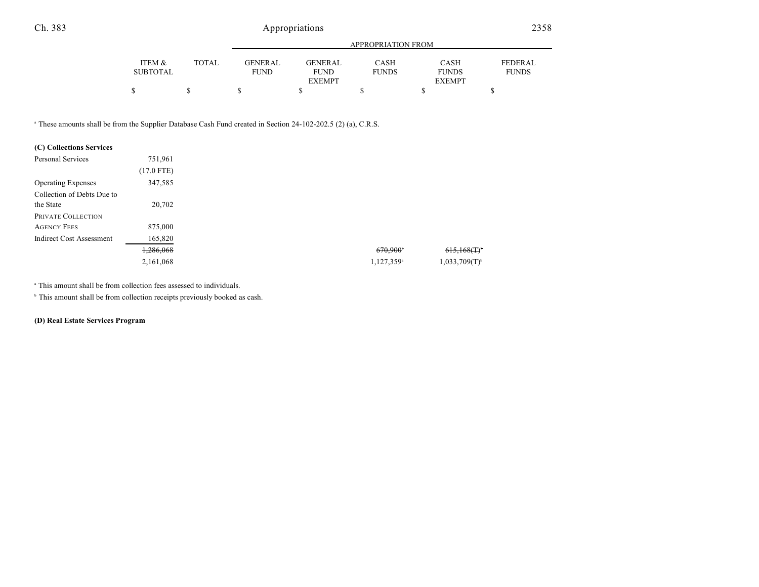| | ITEM & SUBTOTAL | TOTAL | APPROPRIATION FROM GENERAL FUND | GENERAL FUND EXEMPT | CASH FUNDS | CASH FUNDS EXEMPT | FEDERAL FUNDS |
|---|---|---|---|---|---|---|---|
| | $ | $ | $ | $ | $ | $ | $ |

[a] These amounts shall be from the Supplier Database Cash Fund created in Section 24-102-202.5 (2) (a), C.R.S.

| | ITEM & SUBTOTAL | TOTAL | GENERAL FUND | GENERAL FUND EXEMPT | CASH FUNDS | CASH FUNDS EXEMPT | FEDERAL FUNDS |
|---|---|---|---|---|---|---|---|
| **(C) Collections Services** | | | | | | | |
| Personal Services | 751,961 | | | | | | |
| | (17.0 FTE) | | | | | | |
| Operating Expenses | 347,585 | | | | | | |
| Collection of Debts Due to the State | 20,702 | | | | | | |
| PRIVATE COLLECTION AGENCY FEES | 875,000 | | | | | | |
| Indirect Cost Assessment | 165,820 | | | | | | |
| | ~~1,286,068~~ | | | | ~~670,900~~[a] | ~~615,168(T)~~[b] | |
| | 2,161,068 | | | | 1,127,359[a] | 1,033,709(T)[b] | |

[a] This amount shall be from collection fees assessed to individuals.

[b] This amount shall be from collection receipts previously booked as cash.

**(D) Real Estate Services Program**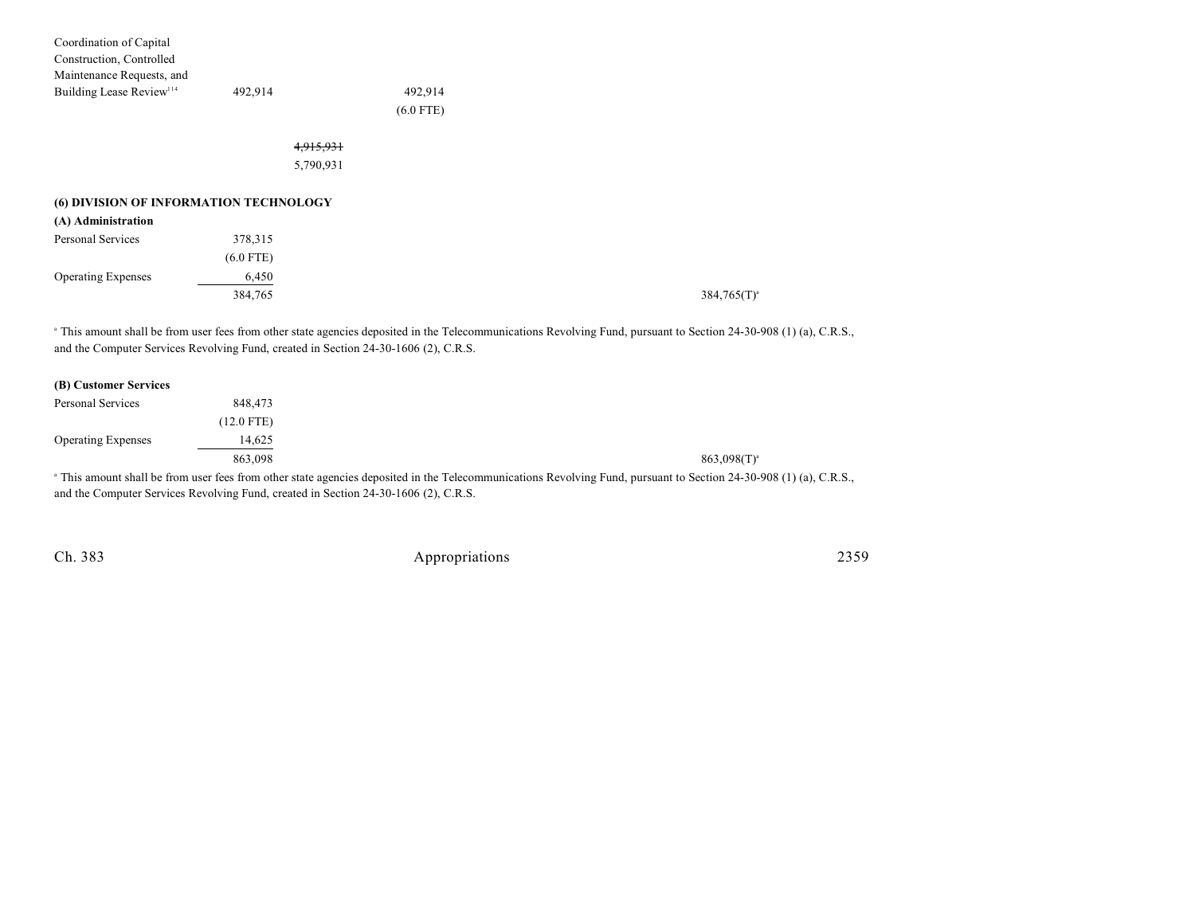| | | | | | | |
|---|---|---|---|---|---|---|
| Coordination of Capital Construction, Controlled Maintenance Requests, and Building Lease Review[114] | 492,914 | | 492,914 | | | |
| | | | (6.0 FTE) | | | |
| | | ~~4,915,931~~ | | | | |
| | | 5,790,931 | | | | |

**(6) DIVISION OF INFORMATION TECHNOLOGY**

**(A) Administration**

| | | | | | | |
|---|---|---|---|---|---|---|
| Personal Services | 378,315 | | | | | |
| | (6.0 FTE) | | | | | |
| Operating Expenses | 6,450 | | | | | |
| | 384,765 | | | | | 384,765(T)[a] |

[a] This amount shall be from user fees from other state agencies deposited in the Telecommunications Revolving Fund, pursuant to Section 24-30-908 (1) (a), C.R.S., and the Computer Services Revolving Fund, created in Section 24-30-1606 (2), C.R.S.

**(B) Customer Services**

| | | | | | | |
|---|---|---|---|---|---|---|
| Personal Services | 848,473 | | | | | |
| | (12.0 FTE) | | | | | |
| Operating Expenses | 14,625 | | | | | |
| | 863,098 | | | | | 863,098(T)[a] |

[a] This amount shall be from user fees from other state agencies deposited in the Telecommunications Revolving Fund, pursuant to Section 24-30-908 (1) (a), C.R.S., and the Computer Services Revolving Fund, created in Section 24-30-1606 (2), C.R.S.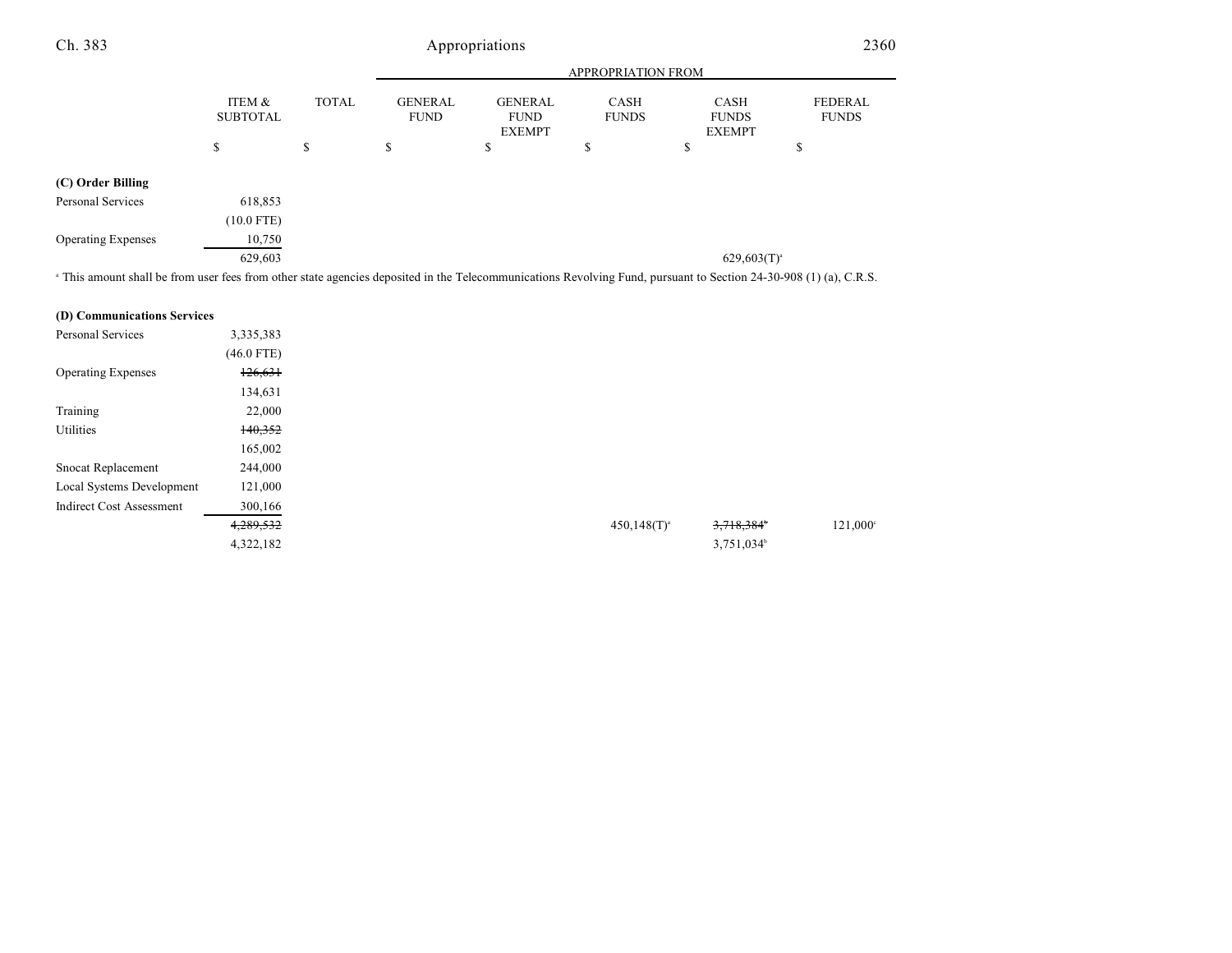| | ITEM & SUBTOTAL | TOTAL | GENERAL FUND | GENERAL FUND EXEMPT | CASH FUNDS | CASH FUNDS EXEMPT | FEDERAL FUNDS |
|---|---|---|---|---|---|---|---|
| | $ | $ | $ | $ | $ | $ | $ |
| **(C) Order Billing** | | | | | | | |
| Personal Services | 618,853 | | | | | | |
| | (10.0 FTE) | | | | | | |
| Operating Expenses | 10,750 | | | | | | |
| | 629,603 | | | | | 629,603(T)[a] | |

[a] This amount shall be from user fees from other state agencies deposited in the Telecommunications Revolving Fund, pursuant to Section 24-30-908 (1) (a), C.R.S.

| | ITEM & SUBTOTAL | TOTAL | GENERAL FUND | GENERAL FUND EXEMPT | CASH FUNDS | CASH FUNDS EXEMPT | FEDERAL FUNDS |
|---|---|---|---|---|---|---|---|
| **(D) Communications Services** | | | | | | | |
| Personal Services | 3,335,383 | | | | | | |
| | (46.0 FTE) | | | | | | |
| Operating Expenses | ~~126,631~~ | | | | | | |
| | 134,631 | | | | | | |
| Training | 22,000 | | | | | | |
| Utilities | ~~140,352~~ | | | | | | |
| | 165,002 | | | | | | |
| Snocat Replacement | 244,000 | | | | | | |
| Local Systems Development | 121,000 | | | | | | |
| Indirect Cost Assessment | 300,166 | | | | | | |
| | ~~4,289,532~~ | | | | 450,148(T)[a] | ~~3,718,384~~[b] | 121,000[c] |
| | 4,322,182 | | | | | 3,751,034[b] | |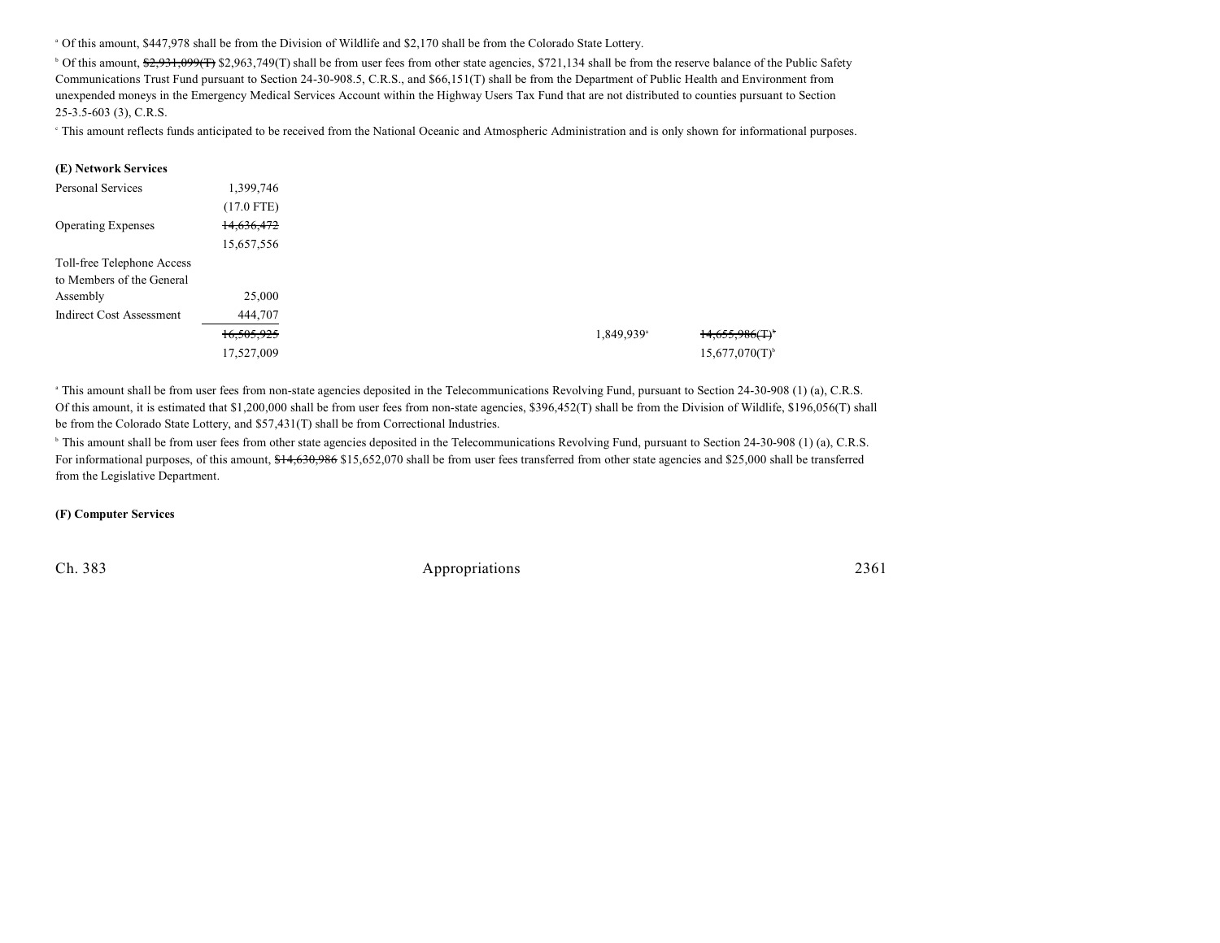[a] Of this amount, $447,978 shall be from the Division of Wildlife and $2,170 shall be from the Colorado State Lottery.

[b] Of this amount, ~~$2,931,099(T)~~ $2,963,749(T) shall be from user fees from other state agencies, $721,134 shall be from the reserve balance of the Public Safety Communications Trust Fund pursuant to Section 24-30-908.5, C.R.S., and $66,151(T) shall be from the Department of Public Health and Environment from unexpended moneys in the Emergency Medical Services Account within the Highway Users Tax Fund that are not distributed to counties pursuant to Section 25-3.5-603 (3), C.R.S.

[c] This amount reflects funds anticipated to be received from the National Oceanic and Atmospheric Administration and is only shown for informational purposes.

**(E) Network Services**

| | | | | |
|---|---|---|---|---|
| Personal Services | 1,399,746 | | | |
| | (17.0 FTE) | | | |
| Operating Expenses | ~~14,636,472~~ | | | |
| | 15,657,556 | | | |
| Toll-free Telephone Access to Members of the General Assembly | 25,000 | | | |
| Indirect Cost Assessment | 444,707 | | | |
| | ~~16,505,925~~ | | 1,849,939[a] | ~~14,655,986(T)~~[b] |
| | 17,527,009 | | | 15,677,070(T)[b] |

[a] This amount shall be from user fees from non-state agencies deposited in the Telecommunications Revolving Fund, pursuant to Section 24-30-908 (1) (a), C.R.S. Of this amount, it is estimated that $1,200,000 shall be from user fees from non-state agencies, $396,452(T) shall be from the Division of Wildlife, $196,056(T) shall be from the Colorado State Lottery, and $57,431(T) shall be from Correctional Industries.

[b] This amount shall be from user fees from other state agencies deposited in the Telecommunications Revolving Fund, pursuant to Section 24-30-908 (1) (a), C.R.S. For informational purposes, of this amount, ~~$14,630,986~~ $15,652,070 shall be from user fees transferred from other state agencies and $25,000 shall be transferred from the Legislative Department.

**(F) Computer Services**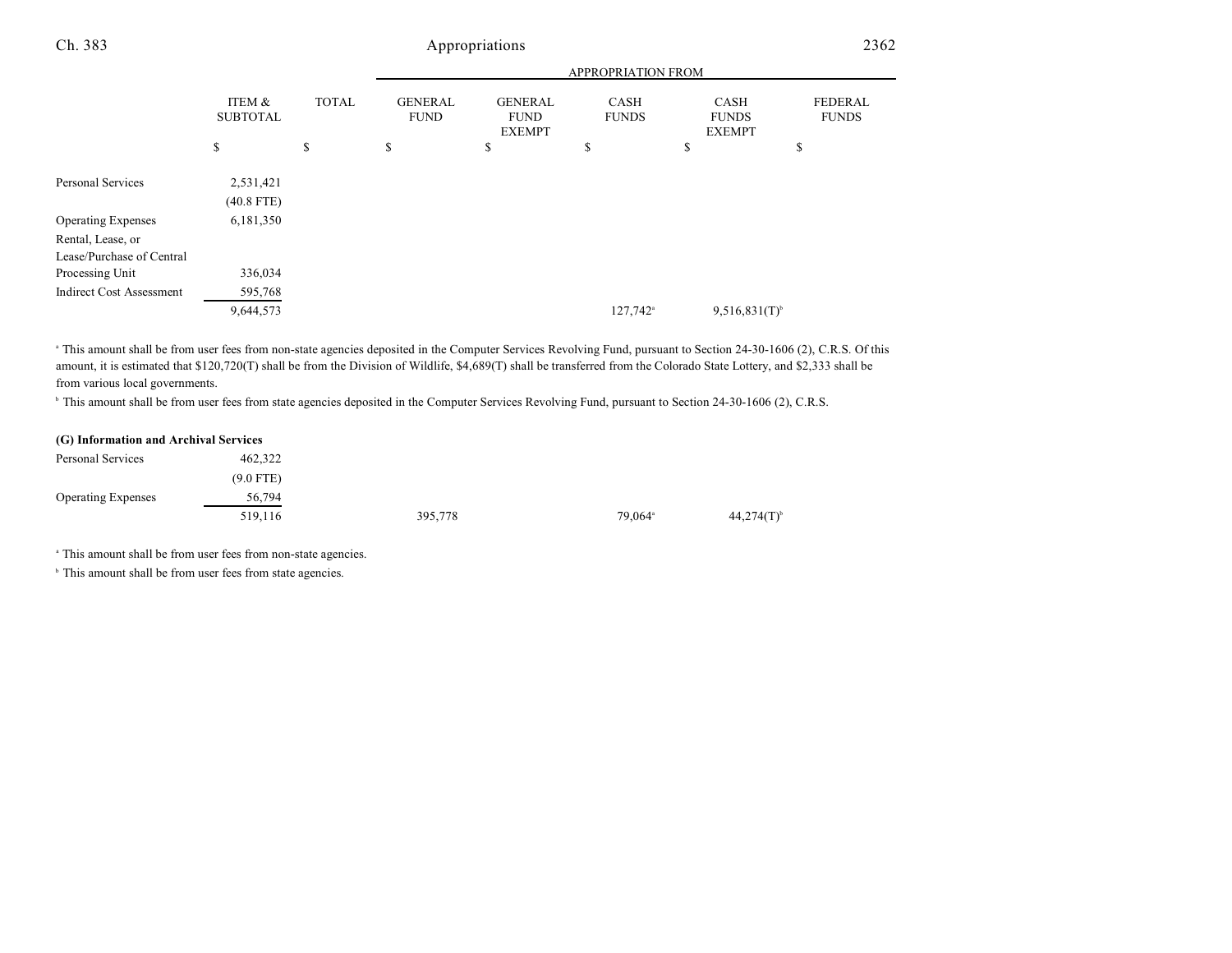| | ITEM & SUBTOTAL | TOTAL | APPROPRIATION FROM | | | | |
|---|---|---|---|---|---|---|---|
| | | | GENERAL FUND | GENERAL FUND EXEMPT | CASH FUNDS | CASH FUNDS EXEMPT | FEDERAL FUNDS |
| | $ | $ | $ | $ | $ | $ | $ |
| Personal Services | 2,531,421 | | | | | | |
| | (40.8 FTE) | | | | | | |
| Operating Expenses | 6,181,350 | | | | | | |
| Rental, Lease, or Lease/Purchase of Central Processing Unit | 336,034 | | | | | | |
| Indirect Cost Assessment | 595,768 | | | | | | |
| | 9,644,573 | | | | 127,742[a] | 9,516,831(T)[b] | |

[a] This amount shall be from user fees from non-state agencies deposited in the Computer Services Revolving Fund, pursuant to Section 24-30-1606 (2), C.R.S. Of this amount, it is estimated that $120,720(T) shall be from the Division of Wildlife, $4,689(T) shall be transferred from the Colorado State Lottery, and $2,333 shall be from various local governments.

[b] This amount shall be from user fees from state agencies deposited in the Computer Services Revolving Fund, pursuant to Section 24-30-1606 (2), C.R.S.

**(G) Information and Archival Services**

| | ITEM & SUBTOTAL | TOTAL | GENERAL FUND | GENERAL FUND EXEMPT | CASH FUNDS | CASH FUNDS EXEMPT | FEDERAL FUNDS |
|---|---|---|---|---|---|---|---|
| Personal Services | 462,322 | | | | | | |
| | (9.0 FTE) | | | | | | |
| Operating Expenses | 56,794 | | | | | | |
| | 519,116 | | 395,778 | | 79,064[a] | 44,274(T)[b] | |

[a] This amount shall be from user fees from non-state agencies.

[b] This amount shall be from user fees from state agencies.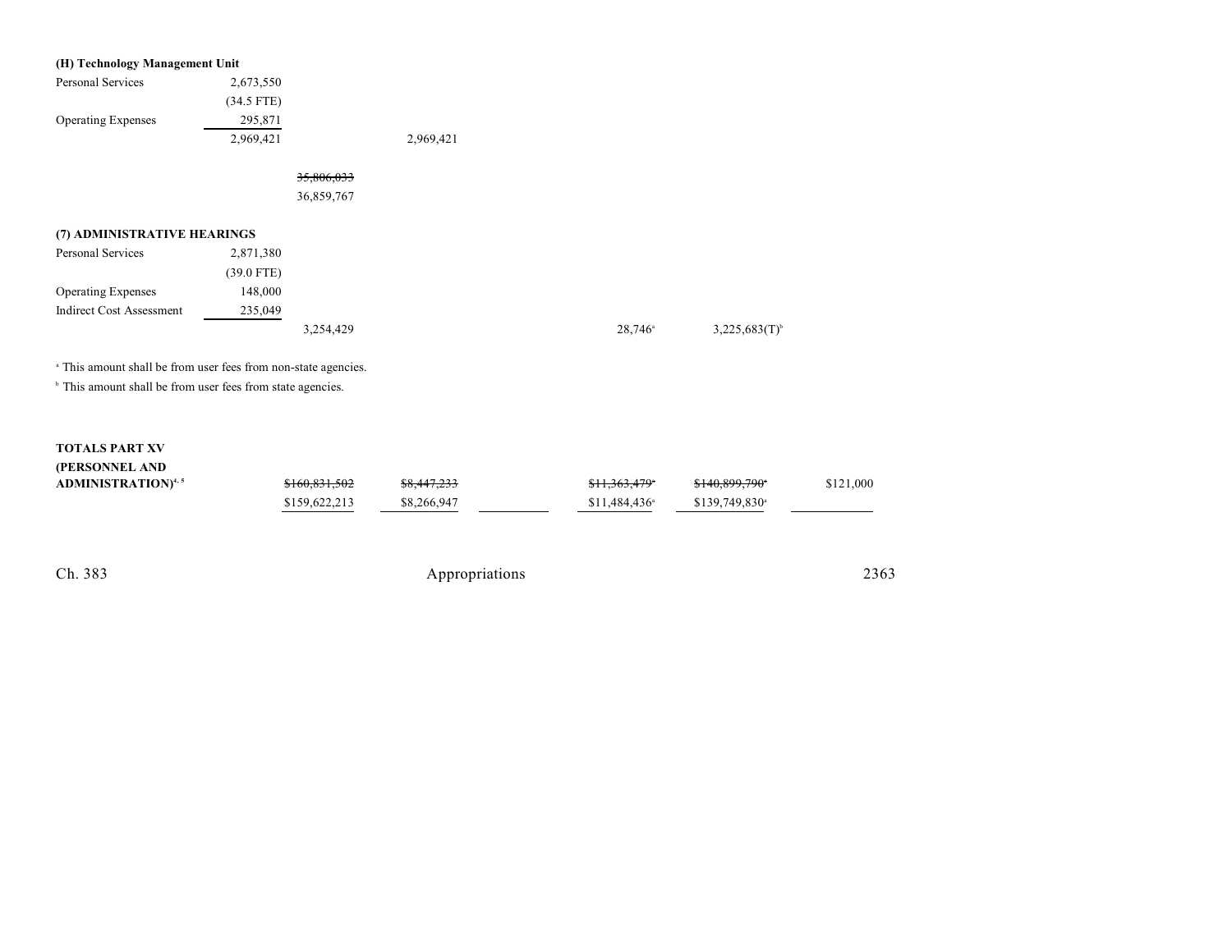**(H) Technology Management Unit**

| | | | | | | | |
|---|---|---|---|---|---|---|---|
| Personal Services | 2,673,550 | | | | | | |
| | (34.5 FTE) | | | | | | |
| Operating Expenses | 295,871 | | | | | | |
| | 2,969,421 | | 2,969,421 | | | | |
| | | ~~35,806,033~~ | | | | | |
| | | 36,859,767 | | | | | |

**(7) ADMINISTRATIVE HEARINGS**

| | | | | | | | |
|---|---|---|---|---|---|---|---|
| Personal Services | 2,871,380 | | | | | | |
| | (39.0 FTE) | | | | | | |
| Operating Expenses | 148,000 | | | | | | |
| Indirect Cost Assessment | 235,049 | | | | | | |
| | | 3,254,429 | | | 28,746[a] | 3,225,683(T)[b] | |

[a] This amount shall be from user fees from non-state agencies.

[b] This amount shall be from user fees from state agencies.

| | | | | | | |
|---|---|---|---|---|---|---|
| **TOTALS PART XV (PERSONNEL AND ADMINISTRATION)**[4, 5] | ~~$160,831,502~~ | ~~$8,447,233~~ | | ~~$11,363,479~~[a] | ~~$140,899,790~~[a] | $121,000 |
| | $159,622,213 | $8,266,947 | | $11,484,436[a] | $139,749,830[a] | |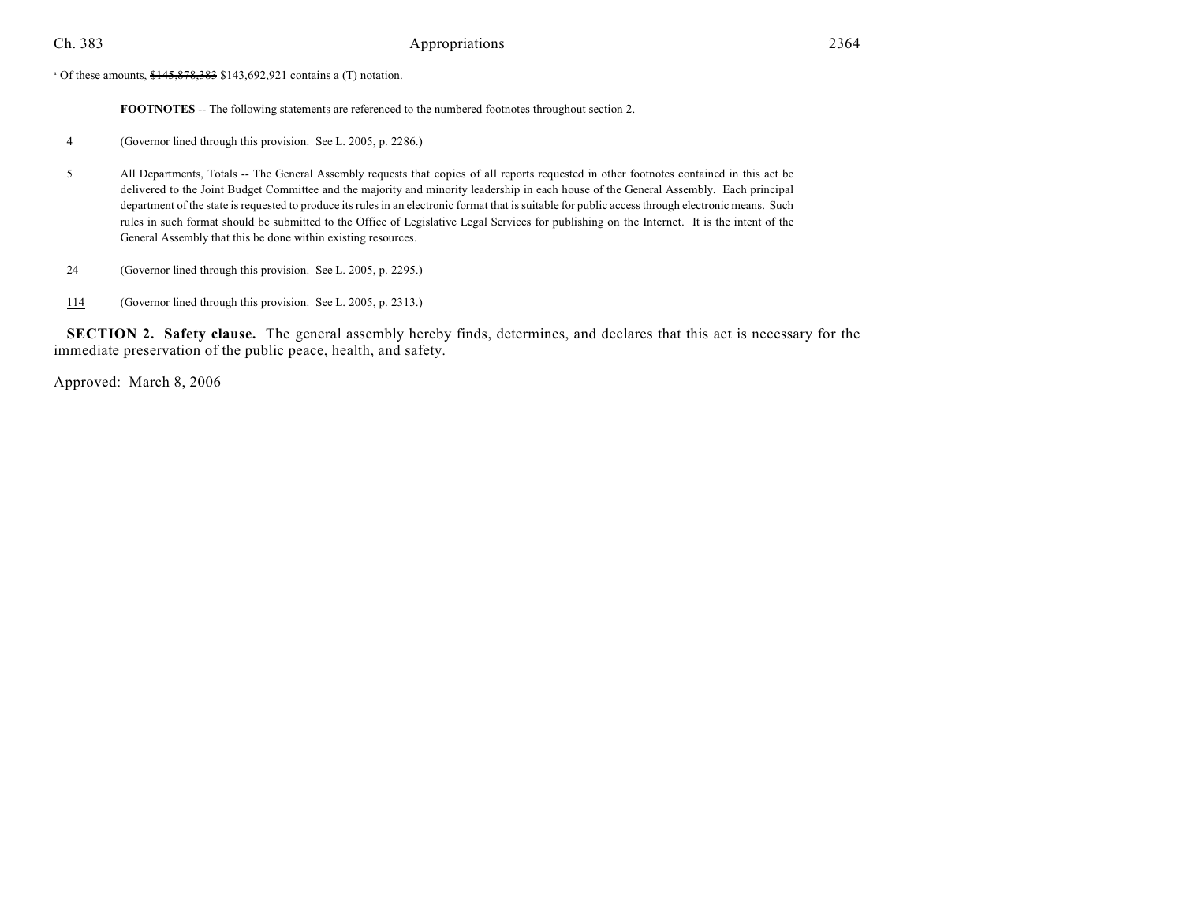[a] Of these amounts, ~~$145,878,383~~ $143,692,921 contains a (T) notation.

**FOOTNOTES** -- The following statements are referenced to the numbered footnotes throughout section 2.

4 (Governor lined through this provision. See L. 2005, p. 2286.)

5 All Departments, Totals -- The General Assembly requests that copies of all reports requested in other footnotes contained in this act be delivered to the Joint Budget Committee and the majority and minority leadership in each house of the General Assembly. Each principal department of the state is requested to produce its rules in an electronic format that is suitable for public access through electronic means. Such rules in such format should be submitted to the Office of Legislative Legal Services for publishing on the Internet. It is the intent of the General Assembly that this be done within existing resources.

24 (Governor lined through this provision. See L. 2005, p. 2295.)

<u>114</u> (Governor lined through this provision. See L. 2005, p. 2313.)

**SECTION 2. Safety clause.** The general assembly hereby finds, determines, and declares that this act is necessary for the immediate preservation of the public peace, health, and safety.

Approved: March 8, 2006